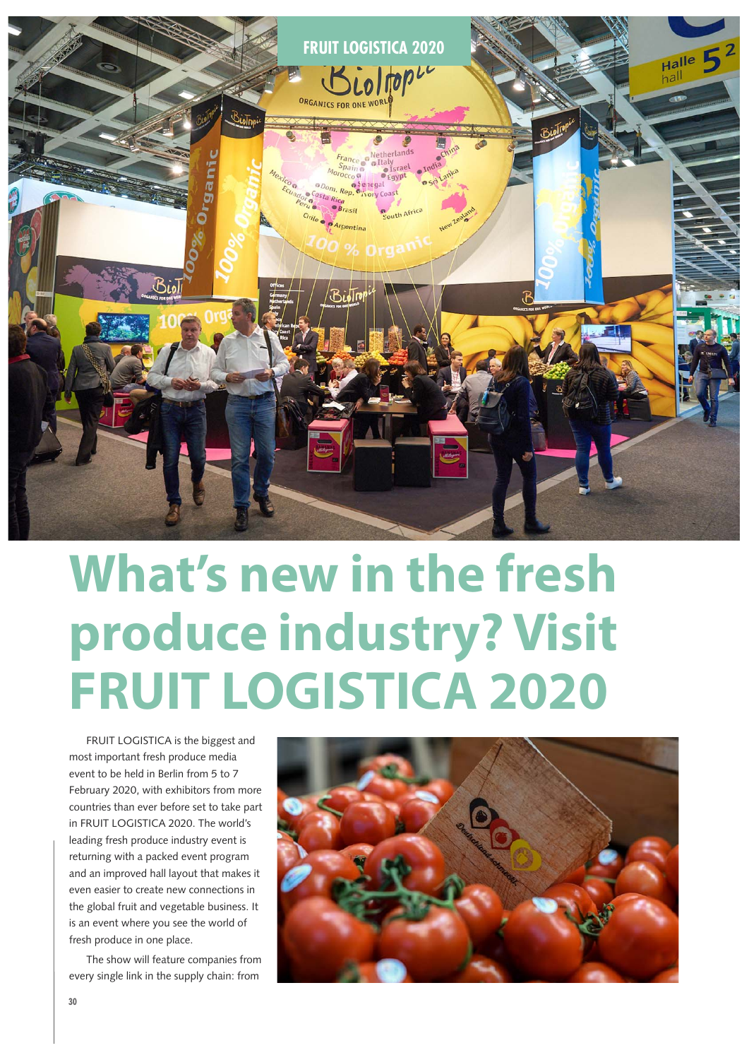# What's new in the fresh produce industry? Visit FRUIT LOGISTICA 2020

FRUIT LOGISTICA is the biggest and most important fresh produce media event to be held in Berlin from 5 to 7 February 2020, with exhibitors from more countries than ever before set to take part in FRUIT LOGISTICA 2020. The world's leading fresh produce industry event is returning with a packed event program and an improved hall layout that makes it even easier to create new connections in the global fruit and vegetable business. It is an event where you see the world of fresh produce in one place.

The show will feature companies from every single link in the supply chain: from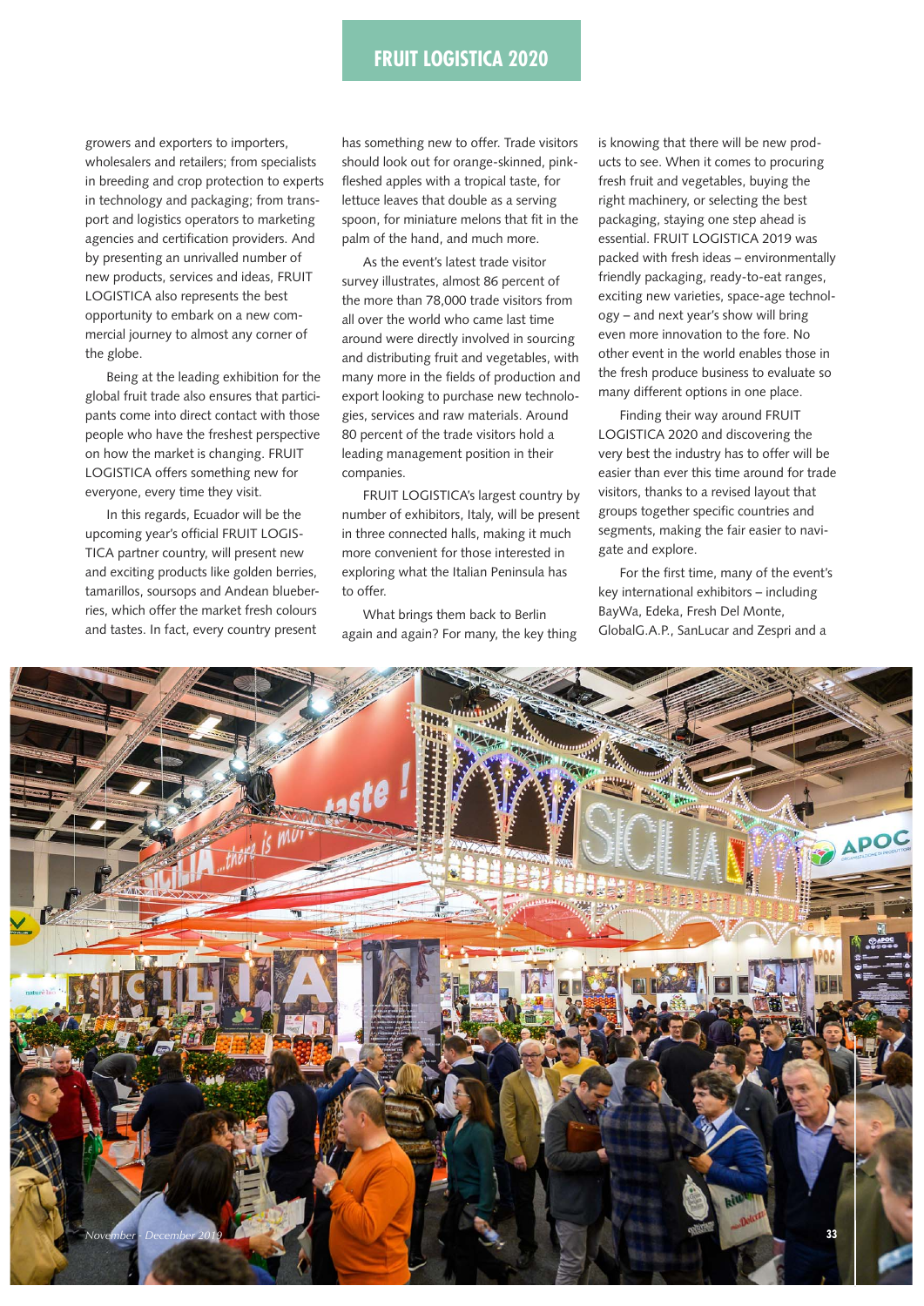growers and exporters to importers, wholesalers and retailers; from specialists in breeding and crop protection to experts in technology and packaging; from transport and logistics operators to marketing agencies and certification providers. And by presenting an unrivalled number of new products, services and ideas, FRUIT LOGISTICA also represents the best opportunity to embark on a new commercial journey to almost any corner of the globe.

Being at the leading exhibition for the global fruit trade also ensures that participants come into direct contact with those people who have the freshest perspective on how the market is changing. FRUIT LOGISTICA offers something new for everyone, every time they visit.

In this regards, Ecuador will be the upcoming year's official FRUIT LOGISTICA partner country, will present new and exciting products like golden berries, tamarillos, soursops and Andean blueberries, which offer the market fresh colours and tastes. In fact, every country present has something new to offer. Trade visitors should look out for orange-skinned, pink-fleshed apples with a tropical taste, for lettuce leaves that double as a serving spoon, for miniature melons that fit in the palm of the hand, and much more.

As the event's latest trade visitor survey illustrates, almost 86 percent of the more than 78,000 trade visitors from all over the world who came last time around were directly involved in sourcing and distributing fruit and vegetables, with many more in the fields of production and export looking to purchase new technologies, services and raw materials. Around 80 percent of the trade visitors hold a leading management position in their companies.

FRUIT LOGISTICA's largest country by number of exhibitors, Italy, will be present in three connected halls, making it much more convenient for those interested in exploring what the Italian Peninsula has to offer.

What brings them back to Berlin again and again? For many, the key thing is knowing that there will be new products to see. When it comes to procuring fresh fruit and vegetables, buying the right machinery, or selecting the best packaging, staying one step ahead is essential. FRUIT LOGISTICA 2019 was packed with fresh ideas – environmentally friendly packaging, ready-to-eat ranges, exciting new varieties, space-age technology – and next year's show will bring even more innovation to the fore. No other event in the world enables those in the fresh produce business to evaluate so many different options in one place.

Finding their way around FRUIT LOGISTICA 2020 and discovering the very best the industry has to offer will be easier than ever this time around for trade visitors, thanks to a revised layout that groups together specific countries and segments, making the fair easier to navigate and explore.

For the first time, many of the event's key international exhibitors – including BayWa, Edeka, Fresh Del Monte, GlobalG.A.P., SanLucar and Zespri and a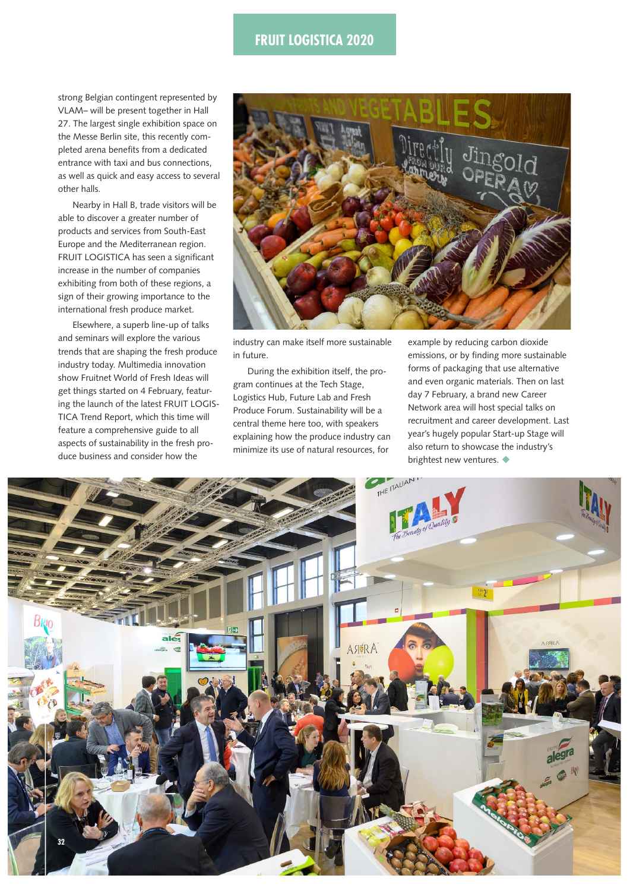strong Belgian contingent represented by VLAM– will be present together in Hall 27. The largest single exhibition space on the Messe Berlin site, this recently completed arena benefits from a dedicated entrance with taxi and bus connections, as well as quick and easy access to several other halls.

Nearby in Hall B, trade visitors will be able to discover a greater number of products and services from South-East Europe and the Mediterranean region. FRUIT LOGISTICA has seen a significant increase in the number of companies exhibiting from both of these regions, a sign of their growing importance to the international fresh produce market.

Elsewhere, a superb line-up of talks and seminars will explore the various trends that are shaping the fresh produce industry today. Multimedia innovation show Fruitnet World of Fresh Ideas will get things started on 4 February, featuring the launch of the latest FRUIT LOGISTICA Trend Report, which this time will feature a comprehensive guide to all aspects of sustainability in the fresh produce business and consider how the industry can make itself more sustainable in future.

During the exhibition itself, the program continues at the Tech Stage, Logistics Hub, Future Lab and Fresh Produce Forum. Sustainability will be a central theme here too, with speakers explaining how the produce industry can minimize its use of natural resources, for example by reducing carbon dioxide emissions, or by finding more sustainable forms of packaging that use alternative and even organic materials. Then on last day 7 February, a brand new Career Network area will host special talks on recruitment and career development. Last year's hugely popular Start-up Stage will also return to showcase the industry's brightest new ventures. ◆